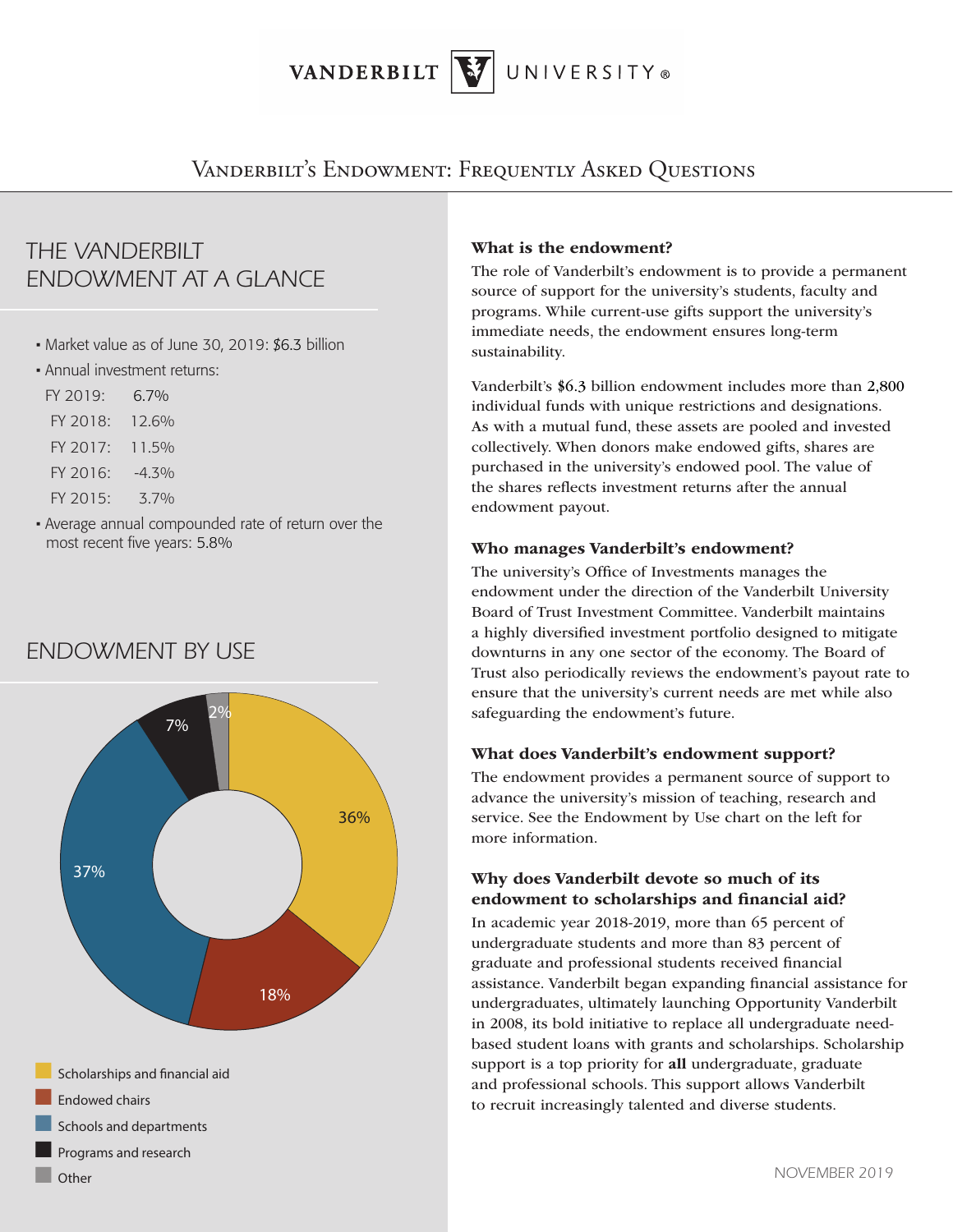# VANDERBILT UNIVERSITY

## Vanderbilt's Endowment: Frequently Asked Questions

### THE VANDERBILT ENDOWMENT AT A GLANCE

- Market value as of June 30, 2019: $6.3 billion
- Annual investment returns:

| | |
|---|---|
| FY 2019: | 6.7% |
| FY 2018: | 12.6% |
| FY 2017: | 11.5% |
| FY 2016: | -4.3% |
| FY 2015: | 3.7% |

- Average annual compounded rate of return over the most recent five years: 5.8%

### ENDOWMENT BY USE

| Use | Percentage |
|---|---|
| Scholarships and financial aid | 36% |
| Endowed chairs | 18% |
| Schools and departments | 37% |
| Programs and research | 7% |
| Other | 2% |

**What is the endowment?**

The role of Vanderbilt's endowment is to provide a permanent source of support for the university's students, faculty and programs. While current-use gifts support the university's immediate needs, the endowment ensures long-term sustainability.

Vanderbilt's $6.3 billion endowment includes more than 2,800 individual funds with unique restrictions and designations. As with a mutual fund, these assets are pooled and invested collectively. When donors make endowed gifts, shares are purchased in the university's endowed pool. The value of the shares reflects investment returns after the annual endowment payout.

**Who manages Vanderbilt's endowment?**

The university's Office of Investments manages the endowment under the direction of the Vanderbilt University Board of Trust Investment Committee. Vanderbilt maintains a highly diversified investment portfolio designed to mitigate downturns in any one sector of the economy. The Board of Trust also periodically reviews the endowment's payout rate to ensure that the university's current needs are met while also safeguarding the endowment's future.

**What does Vanderbilt's endowment support?**

The endowment provides a permanent source of support to advance the university's mission of teaching, research and service. See the Endowment by Use chart on the left for more information.

**Why does Vanderbilt devote so much of its endowment to scholarships and financial aid?**

In academic year 2018-2019, more than 65 percent of undergraduate students and more than 83 percent of graduate and professional students received financial assistance. Vanderbilt began expanding financial assistance for undergraduates, ultimately launching Opportunity Vanderbilt in 2008, its bold initiative to replace all undergraduate need-based student loans with grants and scholarships. Scholarship support is a top priority for **all** undergraduate, graduate and professional schools. This support allows Vanderbilt to recruit increasingly talented and diverse students.

NOVEMBER 2019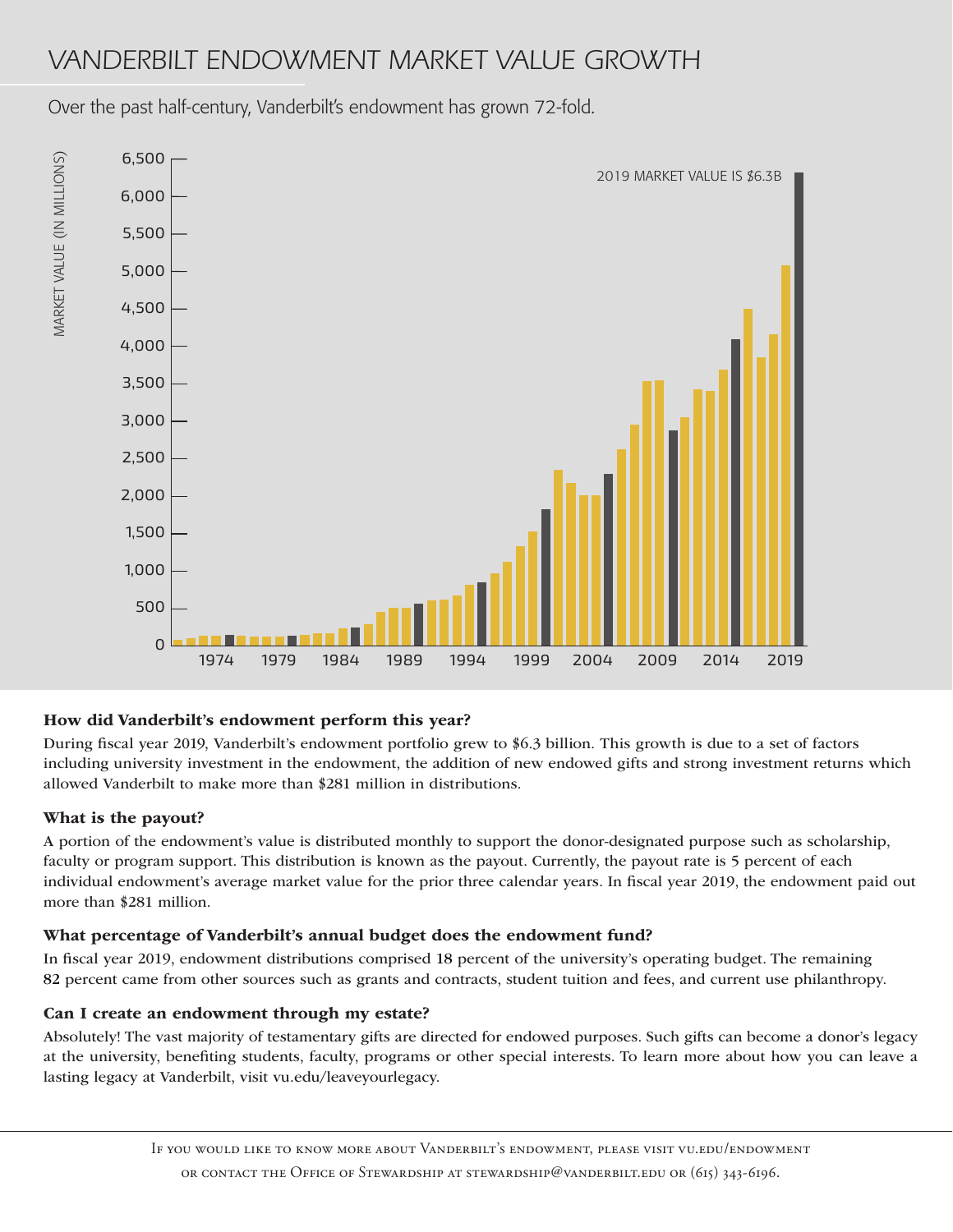# VANDERBILT ENDOWMENT MARKET VALUE GROWTH

Over the past half-century, Vanderbilt's endowment has grown 72-fold.

MARKET VALUE (IN MILLIONS)

6,500
6,000
5,500
5,000
4,500
4,000
3,500
3,000
2,500
2,000
1,500
1,000
500
0

1974 1979 1984 1989 1994 1999 2004 2009 2014 2019

2019 MARKET VALUE IS $6.3B

**How did Vanderbilt's endowment perform this year?**

During fiscal year 2019, Vanderbilt's endowment portfolio grew to $6.3 billion. This growth is due to a set of factors including university investment in the endowment, the addition of new endowed gifts and strong investment returns which allowed Vanderbilt to make more than $281 million in distributions.

**What is the payout?**

A portion of the endowment's value is distributed monthly to support the donor-designated purpose such as scholarship, faculty or program support. This distribution is known as the payout. Currently, the payout rate is 5 percent of each individual endowment's average market value for the prior three calendar years. In fiscal year 2019, the endowment paid out more than $281 million.

**What percentage of Vanderbilt's annual budget does the endowment fund?**

In fiscal year 2019, endowment distributions comprised 18 percent of the university's operating budget. The remaining 82 percent came from other sources such as grants and contracts, student tuition and fees, and current use philanthropy.

**Can I create an endowment through my estate?**

Absolutely! The vast majority of testamentary gifts are directed for endowed purposes. Such gifts can become a donor's legacy at the university, benefiting students, faculty, programs or other special interests. To learn more about how you can leave a lasting legacy at Vanderbilt, visit vu.edu/leaveyourlegacy.

If you would like to know more about Vanderbilt's endowment, please visit vu.edu/endowment or contact the Office of Stewardship at stewardship@vanderbilt.edu or (615) 343-6196.